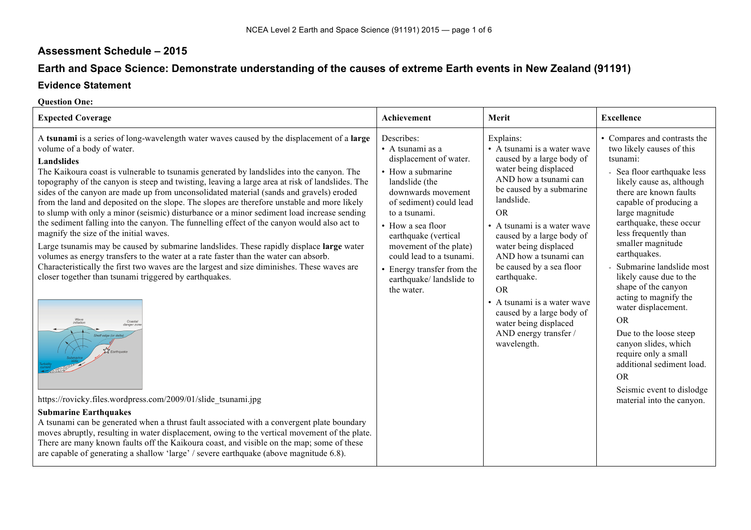## Assessment Schedule – 2015

## Earth and Space Science: Demonstrate understanding of the causes of extreme Earth events in New Zealand (91191)

### Evidence Statement

**Question One:**

| Expected Coverage | Achievement | Merit | Excellence |
|---|---|---|---|
| A **tsunami** is a series of long-wavelength water waves caused by the displacement of a **large** volume of a body of water.<br><br>**Landslides**<br>The Kaikoura coast is vulnerable to tsunamis generated by landslides into the canyon. The topography of the canyon is steep and twisting, leaving a large area at risk of landslides. The sides of the canyon are made up from unconsolidated material (sands and gravels) eroded from the land and deposited on the slope. The slopes are therefore unstable and more likely to slump with only a minor (seismic) disturbance or a minor sediment load increase sending the sediment falling into the canyon. The funnelling effect of the canyon would also act to magnify the size of the initial waves.<br><br>Large tsunamis may be caused by submarine landslides. These rapidly displace **large** water volumes as energy transfers to the water at a rate faster than the water can absorb. Characteristically the first two waves are the largest and size diminishes. These waves are closer together than tsunami triggered by earthquakes.<br><br>https://rovicky.files.wordpress.com/2009/01/slide_tsunami.jpg<br><br>**Submarine Earthquakes**<br>A tsunami can be generated when a thrust fault associated with a convergent plate boundary moves abruptly, resulting in water displacement, owing to the vertical movement of the plate. There are many known faults off the Kaikoura coast, and visible on the map; some of these are capable of generating a shallow 'large' / severe earthquake (above magnitude 6.8). | Describes:<br>• A tsunami as a displacement of water.<br>• How a submarine landslide (the downwards movement of sediment) could lead to a tsunami.<br>• How a sea floor earthquake (vertical movement of the plate) could lead to a tsunami.<br>• Energy transfer from the earthquake/ landslide to the water. | Explains:<br>• A tsunami is a water wave caused by a large body of water being displaced AND how a tsunami can be caused by a submarine landslide.<br>OR<br>• A tsunami is a water wave caused by a large body of water being displaced AND how a tsunami can be caused by a sea floor earthquake.<br>OR<br>• A tsunami is a water wave caused by a large body of water being displaced AND energy transfer / wavelength. | • Compares and contrasts the two likely causes of this tsunami:<br>- Sea floor earthquake less likely cause as, although there are known faults capable of producing a large magnitude earthquake, these occur less frequently than smaller magnitude earthquakes.<br>- Submarine landslide most likely cause due to the shape of the canyon acting to magnify the water displacement.<br>OR<br>Due to the loose steep canyon slides, which require only a small additional sediment load.<br>OR<br>Seismic event to dislodge material into the canyon. |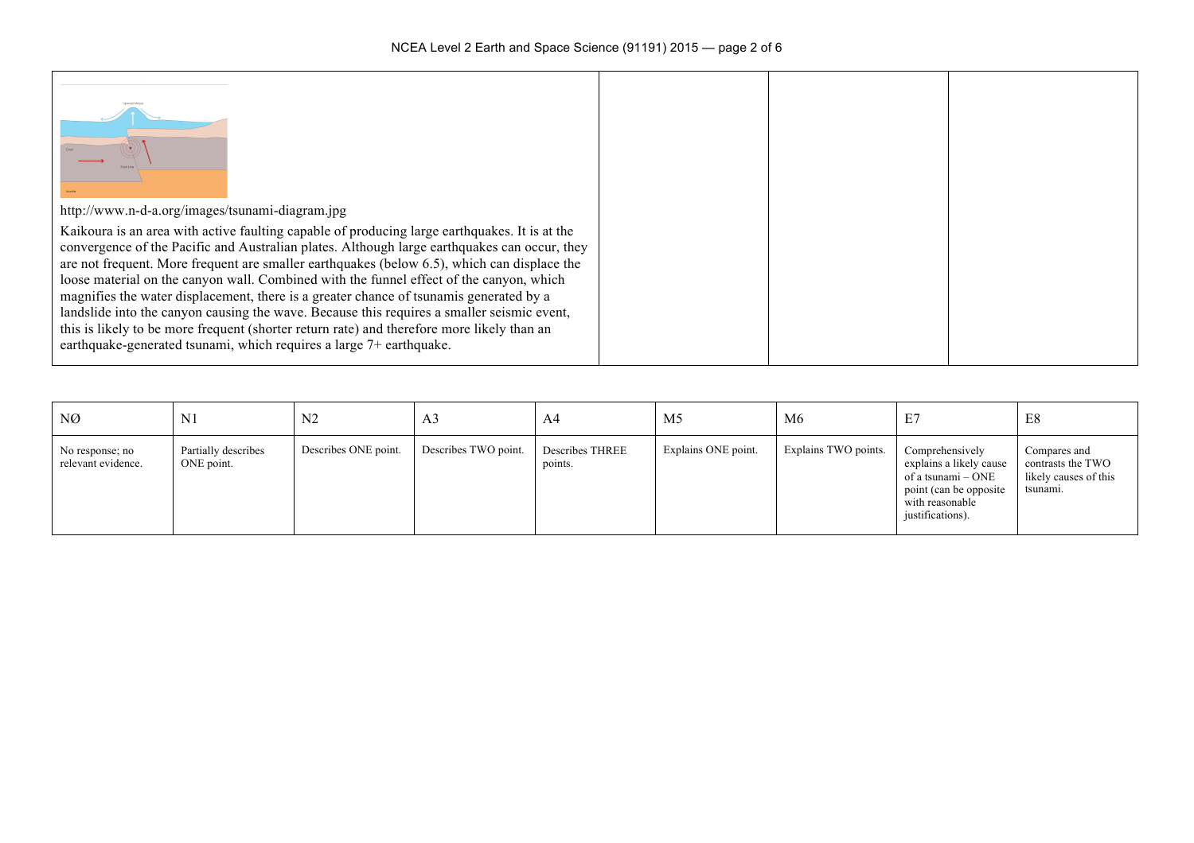| | | | |
|---|---|---|---|
| http://www.n-d-a.org/images/tsunami-diagram.jpg <br><br> Kaikoura is an area with active faulting capable of producing large earthquakes. It is at the convergence of the Pacific and Australian plates. Although large earthquakes can occur, they are not frequent. More frequent are smaller earthquakes (below 6.5), which can displace the loose material on the canyon wall. Combined with the funnel effect of the canyon, which magnifies the water displacement, there is a greater chance of tsunamis generated by a landslide into the canyon causing the wave. Because this requires a smaller seismic event, this is likely to be more frequent (shorter return rate) and therefore more likely than an earthquake-generated tsunami, which requires a large 7+ earthquake. | | | |

| NØ | N1 | N2 | A3 | A4 | M5 | M6 | E7 | E8 |
|---|---|---|---|---|---|---|---|---|
| No response; no relevant evidence. | Partially describes ONE point. | Describes ONE point. | Describes TWO point. | Describes THREE points. | Explains ONE point. | Explains TWO points. | Comprehensively explains a likely cause of a tsunami – ONE point (can be opposite with reasonable justifications). | Compares and contrasts the TWO likely causes of this tsunami. |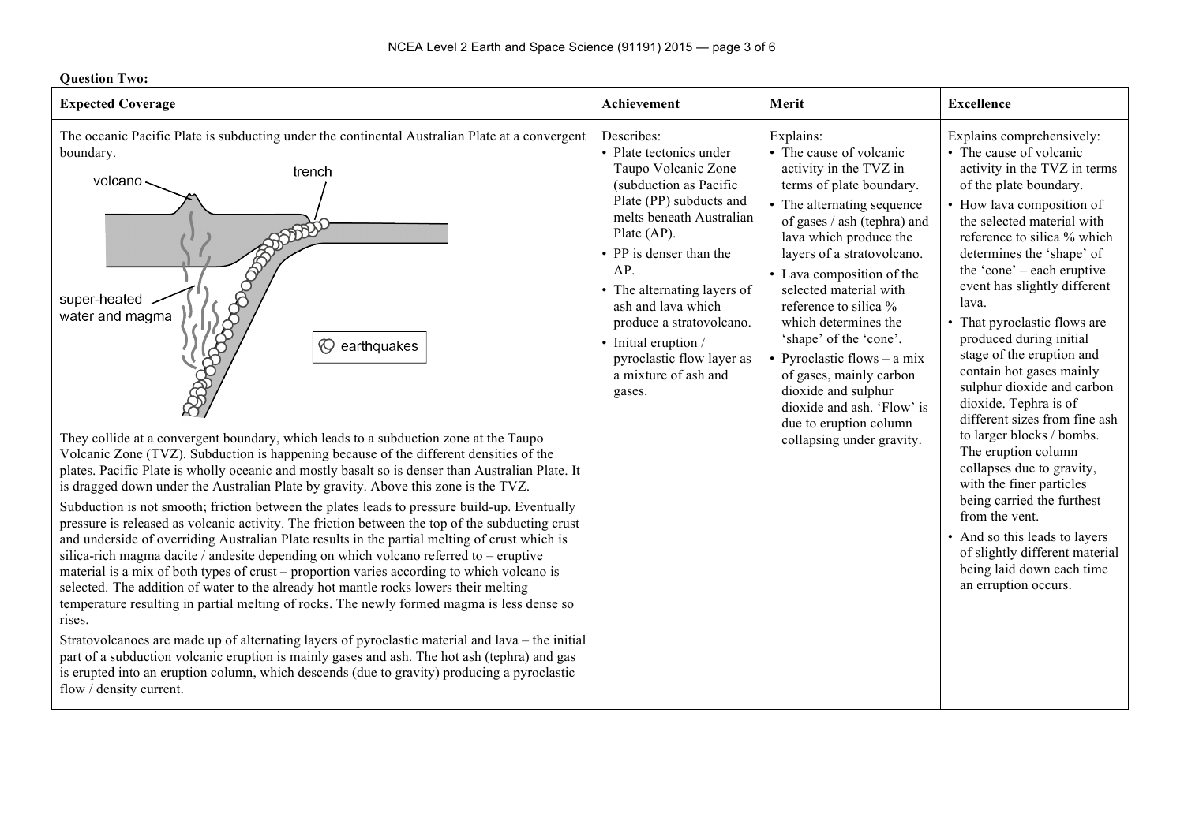**Question Two:**

| Expected Coverage | Achievement | Merit | Excellence |
|---|---|---|---|
| The oceanic Pacific Plate is subducting under the continental Australian Plate at a convergent boundary.<br><br>volcano, trench, super-heated water and magma, earthquakes<br><br>They collide at a convergent boundary, which leads to a subduction zone at the Taupo Volcanic Zone (TVZ). Subduction is happening because of the different densities of the plates. Pacific Plate is wholly oceanic and mostly basalt so is denser than Australian Plate. It is dragged down under the Australian Plate by gravity. Above this zone is the TVZ.<br><br>Subduction is not smooth; friction between the plates leads to pressure build-up. Eventually pressure is released as volcanic activity. The friction between the top of the subducting crust and underside of overriding Australian Plate results in the partial melting of crust which is silica-rich magma dacite / andesite depending on which volcano referred to – eruptive material is a mix of both types of crust – proportion varies according to which volcano is selected. The addition of water to the already hot mantle rocks lowers their melting temperature resulting in partial melting of rocks. The newly formed magma is less dense so rises.<br><br>Stratovolcanoes are made up of alternating layers of pyroclastic material and lava – the initial part of a subduction volcanic eruption is mainly gases and ash. The hot ash (tephra) and gas is erupted into an eruption column, which descends (due to gravity) producing a pyroclastic flow / density current. | Describes:<br>• Plate tectonics under Taupo Volcanic Zone (subduction as Pacific Plate (PP) subducts and melts beneath Australian Plate (AP).<br>• PP is denser than the AP.<br>• The alternating layers of ash and lava which produce a stratovolcano.<br>• Initial eruption / pyroclastic flow layer as a mixture of ash and gases. | Explains:<br>• The cause of volcanic activity in the TVZ in terms of plate boundary.<br>• The alternating sequence of gases / ash (tephra) and lava which produce the layers of a stratovolcano.<br>• Lava composition of the selected material with reference to silica % which determines the 'shape' of the 'cone'.<br>• Pyroclastic flows – a mix of gases, mainly carbon dioxide and sulphur dioxide and ash. 'Flow' is due to eruption column collapsing under gravity. | Explains comprehensively:<br>• The cause of volcanic activity in the TVZ in terms of the plate boundary.<br>• How lava composition of the selected material with reference to silica % which determines the 'shape' of the 'cone' – each eruptive event has slightly different lava.<br>• That pyroclastic flows are produced during initial stage of the eruption and contain hot gases mainly sulphur dioxide and carbon dioxide. Tephra is of different sizes from fine ash to larger blocks / bombs. The eruption column collapses due to gravity, with the finer particles being carried the furthest from the vent.<br>• And so this leads to layers of slightly different material being laid down each time an erruption occurs. |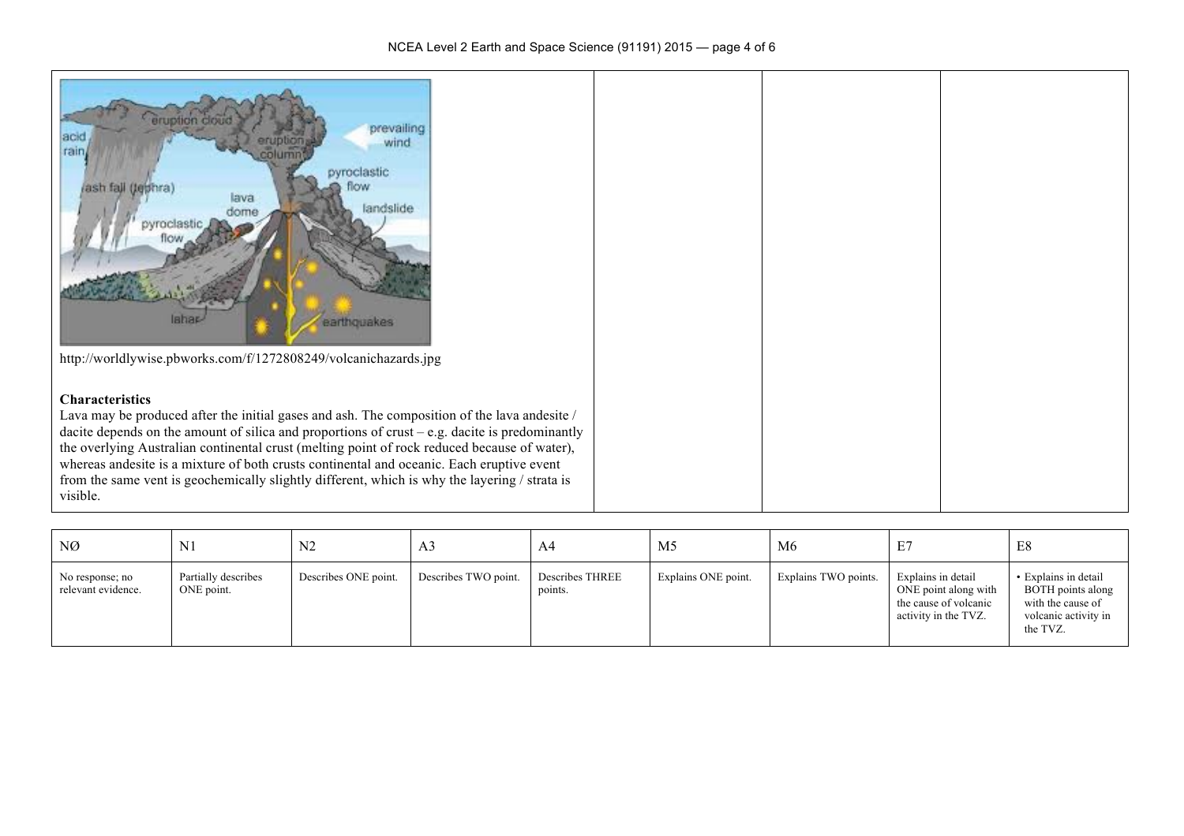http://worldlywise.pbworks.com/f/1272808249/volcanichazards.jpg

**Characteristics**

Lava may be produced after the initial gases and ash. The composition of the lava andesite / dacite depends on the amount of silica and proportions of crust – e.g. dacite is predominantly the overlying Australian continental crust (melting point of rock reduced because of water), whereas andesite is a mixture of both crusts continental and oceanic. Each eruptive event from the same vent is geochemically slightly different, which is why the layering / strata is visible.

| NØ | N1 | N2 | A3 | A4 | M5 | M6 | E7 | E8 |
|---|---|---|---|---|---|---|---|---|
| No response; no relevant evidence. | Partially describes ONE point. | Describes ONE point. | Describes TWO point. | Describes THREE points. | Explains ONE point. | Explains TWO points. | Explains in detail ONE point along with the cause of volcanic activity in the TVZ. | • Explains in detail BOTH points along with the cause of volcanic activity in the TVZ. |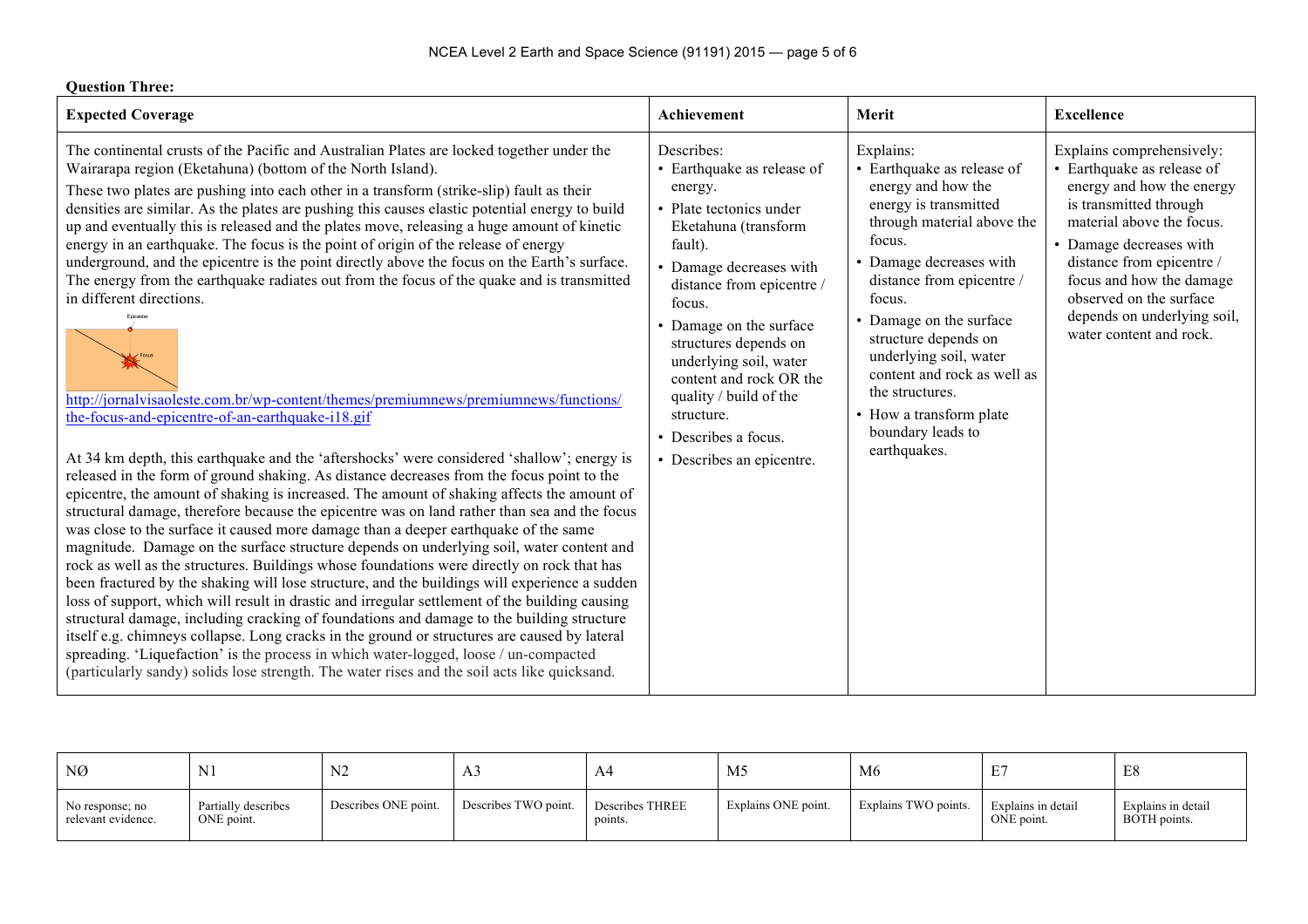**Question Three:**

| Expected Coverage | Achievement | Merit | Excellence |
|---|---|---|---|
| The continental crusts of the Pacific and Australian Plates are locked together under the Wairarapa region (Eketahuna) (bottom of the North Island).<br>These two plates are pushing into each other in a transform (strike-slip) fault as their densities are similar. As the plates are pushing this causes elastic potential energy to build up and eventually this is released and the plates move, releasing a huge amount of kinetic energy in an earthquake. The focus is the point of origin of the release of energy underground, and the epicentre is the point directly above the focus on the Earth's surface. The energy from the earthquake radiates out from the focus of the quake and is transmitted in different directions.<br>http://jornalvisaoleste.com.br/wp-content/themes/premiumnews/premiumnews/functions/the-focus-and-epicentre-of-an-earthquake-i18.gif<br><br>At 34 km depth, this earthquake and the 'aftershocks' were considered 'shallow'; energy is released in the form of ground shaking. As distance decreases from the focus point to the epicentre, the amount of shaking is increased. The amount of shaking affects the amount of structural damage, therefore because the epicentre was on land rather than sea and the focus was close to the surface it caused more damage than a deeper earthquake of the same magnitude. Damage on the surface structure depends on underlying soil, water content and rock as well as the structures. Buildings whose foundations were directly on rock that has been fractured by the shaking will lose structure, and the buildings will experience a sudden loss of support, which will result in drastic and irregular settlement of the building causing structural damage, including cracking of foundations and damage to the building structure itself e.g. chimneys collapse. Long cracks in the ground or structures are caused by lateral spreading. 'Liquefaction' is the process in which water-logged, loose / un-compacted (particularly sandy) solids lose strength. The water rises and the soil acts like quicksand. | Describes:<br>• Earthquake as release of energy.<br>• Plate tectonics under Eketahuna (transform fault).<br>• Damage decreases with distance from epicentre / focus.<br>• Damage on the surface structures depends on underlying soil, water content and rock OR the quality / build of the structure.<br>• Describes a focus.<br>• Describes an epicentre. | Explains:<br>• Earthquake as release of energy and how the energy is transmitted through material above the focus.<br>• Damage decreases with distance from epicentre / focus.<br>• Damage on the surface structure depends on underlying soil, water content and rock as well as the structures.<br>• How a transform plate boundary leads to earthquakes. | Explains comprehensively:<br>• Earthquake as release of energy and how the energy is transmitted through material above the focus.<br>• Damage decreases with distance from epicentre / focus and how the damage observed on the surface depends on underlying soil, water content and rock. |

| NØ | N1 | N2 | A3 | A4 | M5 | M6 | E7 | E8 |
|---|---|---|---|---|---|---|---|---|
| No response; no relevant evidence. | Partially describes ONE point. | Describes ONE point. | Describes TWO point. | Describes THREE points. | Explains ONE point. | Explains TWO points. | Explains in detail ONE point. | Explains in detail BOTH points. |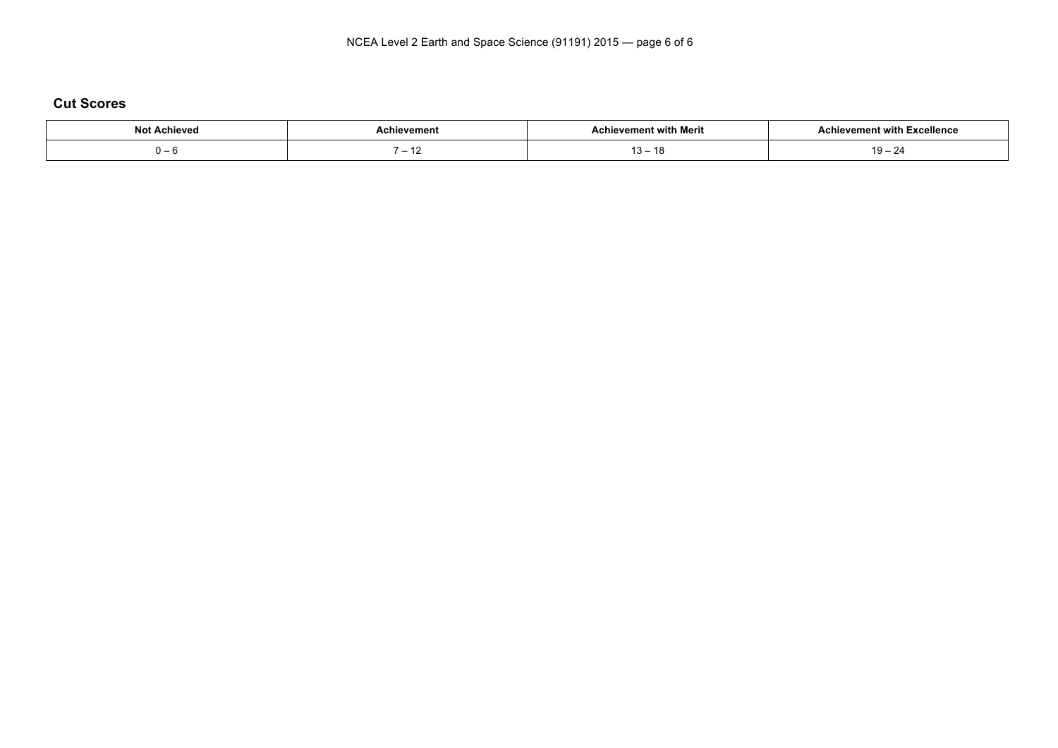## Cut Scores

| Not Achieved | Achievement | Achievement with Merit | Achievement with Excellence |
|---|---|---|---|
| 0 – 6 | 7 – 12 | 13 – 18 | 19 – 24 |